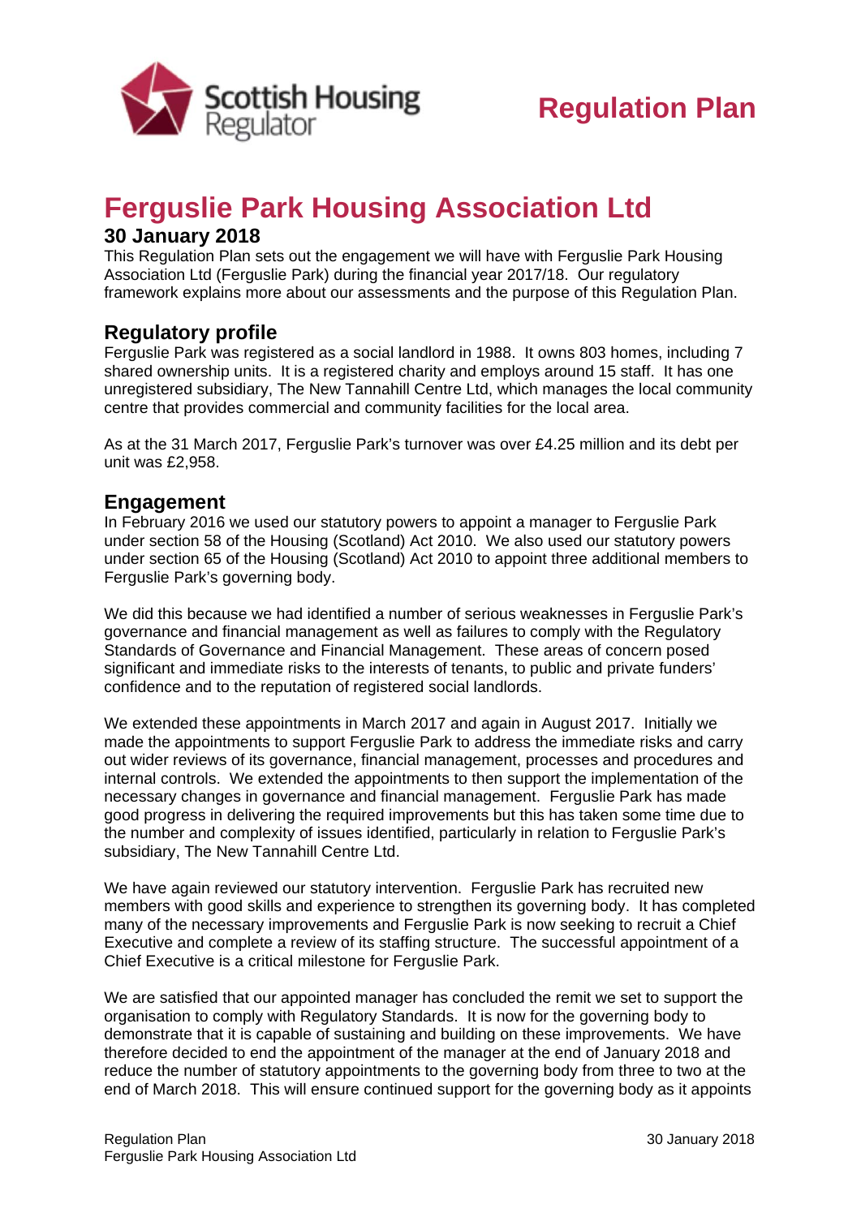# Regulation Plan

# Ferguslie Park Housing Association Ltd

### 30 January 2018

This Regulation Plan sets out the engagement we will have with Ferguslie Park Housing Association Ltd (Ferguslie Park) during the financial year 2017/18. Our regulatory framework explains more about our assessments and the purpose of this Regulation Plan.

## Regulatory profile

Ferguslie Park was registered as a social landlord in 1988. It owns 803 homes, including 7 shared ownership units. It is a registered charity and employs around 15 staff. It has one unregistered subsidiary, The New Tannahill Centre Ltd, which manages the local community centre that provides commercial and community facilities for the local area.

As at the 31 March 2017, Ferguslie Park's turnover was over £4.25 million and its debt per unit was £2,958.

## Engagement

In February 2016 we used our statutory powers to appoint a manager to Ferguslie Park under section 58 of the Housing (Scotland) Act 2010. We also used our statutory powers under section 65 of the Housing (Scotland) Act 2010 to appoint three additional members to Ferguslie Park's governing body.

We did this because we had identified a number of serious weaknesses in Ferguslie Park's governance and financial management as well as failures to comply with the Regulatory Standards of Governance and Financial Management. These areas of concern posed significant and immediate risks to the interests of tenants, to public and private funders' confidence and to the reputation of registered social landlords.

We extended these appointments in March 2017 and again in August 2017. Initially we made the appointments to support Ferguslie Park to address the immediate risks and carry out wider reviews of its governance, financial management, processes and procedures and internal controls. We extended the appointments to then support the implementation of the necessary changes in governance and financial management. Ferguslie Park has made good progress in delivering the required improvements but this has taken some time due to the number and complexity of issues identified, particularly in relation to Ferguslie Park's subsidiary, The New Tannahill Centre Ltd.

We have again reviewed our statutory intervention. Ferguslie Park has recruited new members with good skills and experience to strengthen its governing body. It has completed many of the necessary improvements and Ferguslie Park is now seeking to recruit a Chief Executive and complete a review of its staffing structure. The successful appointment of a Chief Executive is a critical milestone for Ferguslie Park.

We are satisfied that our appointed manager has concluded the remit we set to support the organisation to comply with Regulatory Standards. It is now for the governing body to demonstrate that it is capable of sustaining and building on these improvements. We have therefore decided to end the appointment of the manager at the end of January 2018 and reduce the number of statutory appointments to the governing body from three to two at the end of March 2018. This will ensure continued support for the governing body as it appoints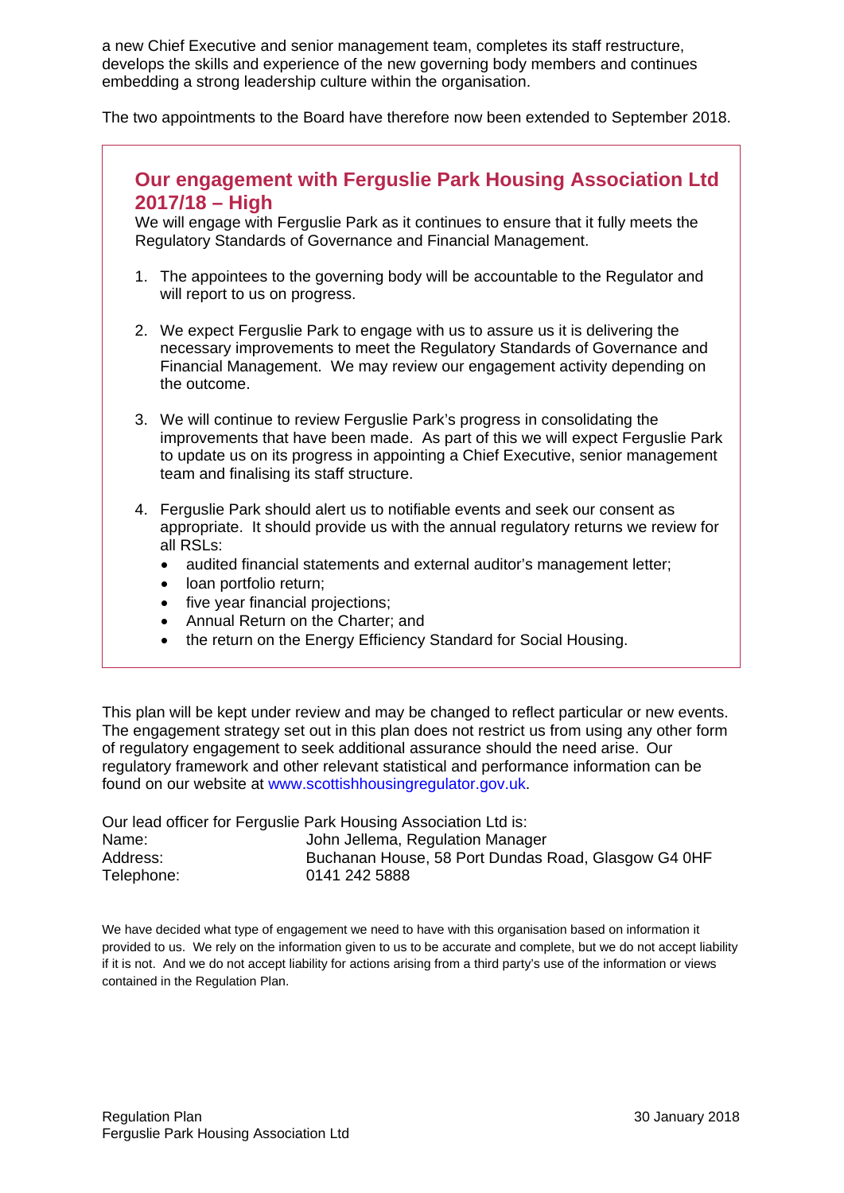a new Chief Executive and senior management team, completes its staff restructure, develops the skills and experience of the new governing body members and continues embedding a strong leadership culture within the organisation.

The two appointments to the Board have therefore now been extended to September 2018.

## Our engagement with Ferguslie Park Housing Association Ltd 2017/18 – High

We will engage with Ferguslie Park as it continues to ensure that it fully meets the Regulatory Standards of Governance and Financial Management.

1. The appointees to the governing body will be accountable to the Regulator and will report to us on progress.

2. We expect Ferguslie Park to engage with us to assure us it is delivering the necessary improvements to meet the Regulatory Standards of Governance and Financial Management. We may review our engagement activity depending on the outcome.

3. We will continue to review Ferguslie Park's progress in consolidating the improvements that have been made. As part of this we will expect Ferguslie Park to update us on its progress in appointing a Chief Executive, senior management team and finalising its staff structure.

4. Ferguslie Park should alert us to notifiable events and seek our consent as appropriate. It should provide us with the annual regulatory returns we review for all RSLs:
   - audited financial statements and external auditor's management letter;
   - loan portfolio return;
   - five year financial projections;
   - Annual Return on the Charter; and
   - the return on the Energy Efficiency Standard for Social Housing.

This plan will be kept under review and may be changed to reflect particular or new events. The engagement strategy set out in this plan does not restrict us from using any other form of regulatory engagement to seek additional assurance should the need arise. Our regulatory framework and other relevant statistical and performance information can be found on our website at www.scottishhousingregulator.gov.uk.

Our lead officer for Ferguslie Park Housing Association Ltd is:

| | |
|---|---|
| Name: | John Jellema, Regulation Manager |
| Address: | Buchanan House, 58 Port Dundas Road, Glasgow G4 0HF |
| Telephone: | 0141 242 5888 |

We have decided what type of engagement we need to have with this organisation based on information it provided to us. We rely on the information given to us to be accurate and complete, but we do not accept liability if it is not. And we do not accept liability for actions arising from a third party's use of the information or views contained in the Regulation Plan.